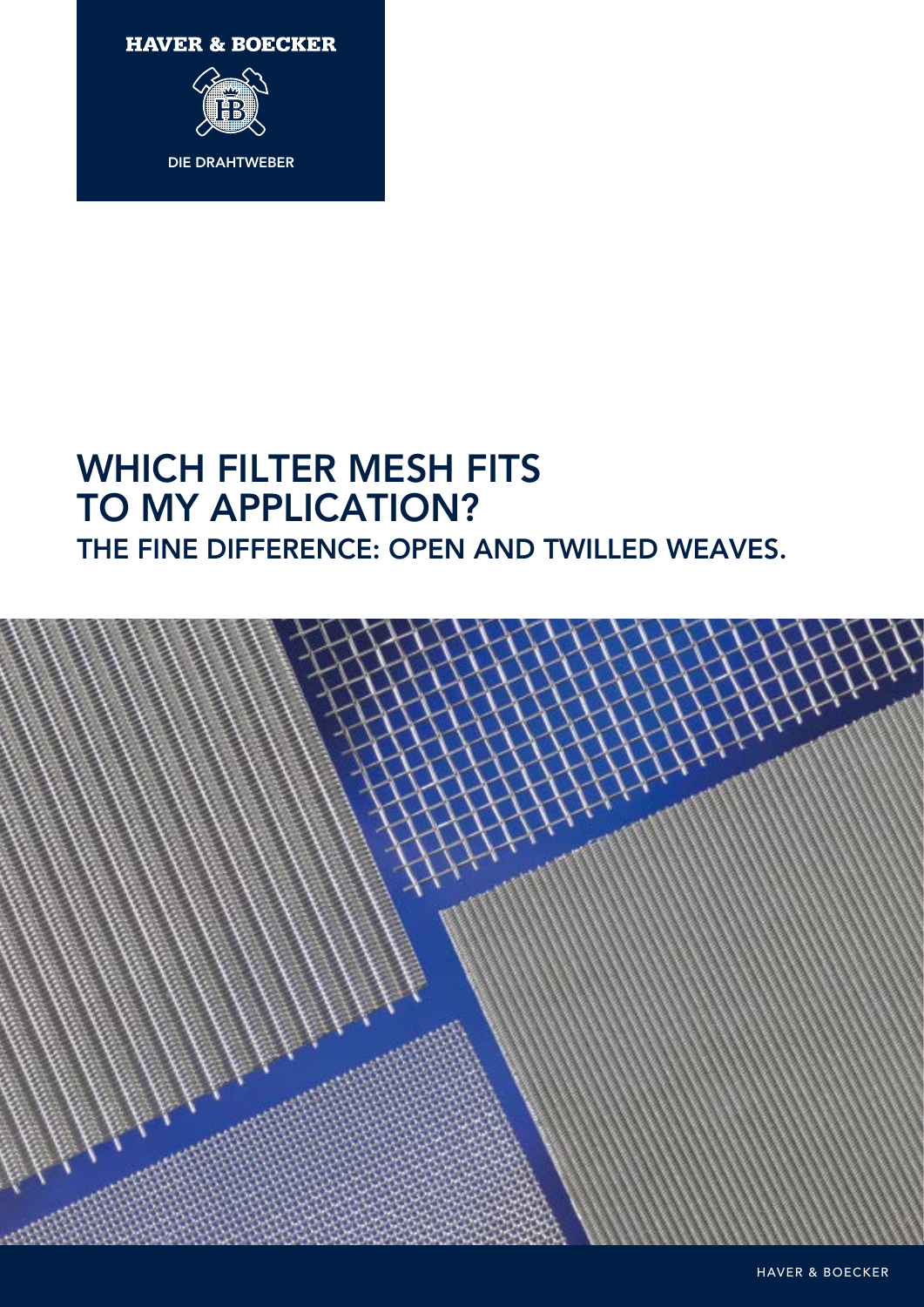HAVER & BOECKER

DIE DRAHTWEBER

# WHICH FILTER MESH FITS TO MY APPLICATION?

## THE FINE DIFFERENCE: OPEN AND TWILLED WEAVES.

HAVER & BOECKER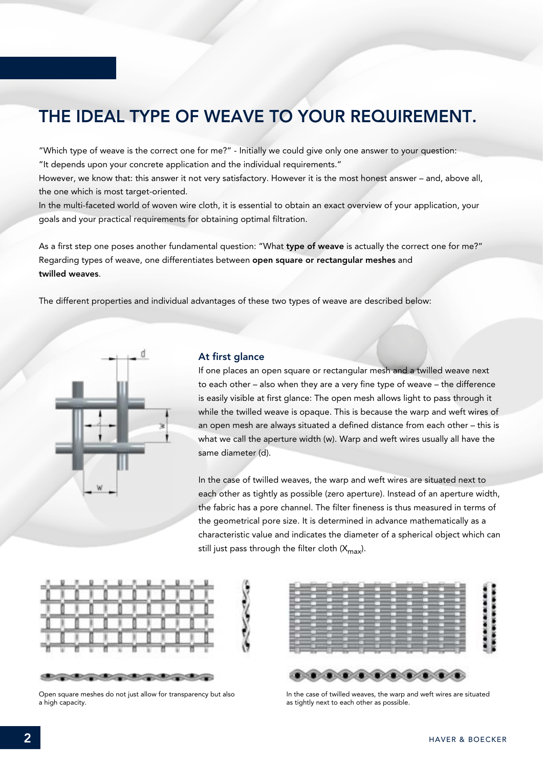# THE IDEAL TYPE OF WEAVE TO YOUR REQUIREMENT.

"Which type of weave is the correct one for me?" - Initially we could give only one answer to your question: "It depends upon your concrete application and the individual requirements."
However, we know that: this answer it not very satisfactory. However it is the most honest answer – and, above all, the one which is most target-oriented.
In the multi-faceted world of woven wire cloth, it is essential to obtain an exact overview of your application, your goals and your practical requirements for obtaining optimal filtration.

As a first step one poses another fundamental question: "What **type of weave** is actually the correct one for me?" Regarding types of weave, one differentiates between **open square or rectangular meshes** and **twilled weaves**.

The different properties and individual advantages of these two types of weave are described below:

### At first glance

If one places an open square or rectangular mesh and a twilled weave next to each other – also when they are a very fine type of weave – the difference is easily visible at first glance: The open mesh allows light to pass through it while the twilled weave is opaque. This is because the warp and weft wires of an open mesh are always situated a defined distance from each other – this is what we call the aperture width (w). Warp and weft wires usually all have the same diameter (d).

In the case of twilled weaves, the warp and weft wires are situated next to each other as tightly as possible (zero aperture). Instead of an aperture width, the fabric has a pore channel. The filter fineness is thus measured in terms of the geometrical pore size. It is determined in advance mathematically as a characteristic value and indicates the diameter of a spherical object which can still just pass through the filter cloth ($X_{max}$).

Open square meshes do not just allow for transparency but also a high capacity.

In the case of twilled weaves, the warp and weft wires are situated as tightly next to each other as possible.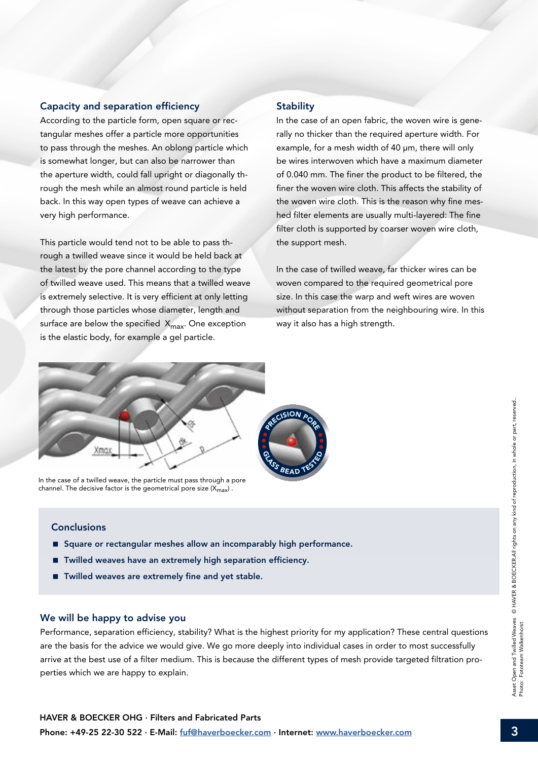## Capacity and separation efficiency

According to the particle form, open square or rectangular meshes offer a particle more opportunities to pass through the meshes. An oblong particle which is somewhat longer, but can also be narrower than the aperture width, could fall upright or diagonally through the mesh while an almost round particle is held back. In this way open types of weave can achieve a very high performance.

This particle would tend not to be able to pass through a twilled weave since it would be held back at the latest by the pore channel according to the type of twilled weave used. This means that a twilled weave is extremely selective. It is very efficient at only letting through those particles whose diameter, length and surface are below the specified $X_{max}$. One exception is the elastic body, for example a gel particle.

## Stability

In the case of an open fabric, the woven wire is generally no thicker than the required aperture width. For example, for a mesh width of 40 µm, there will only be wires interwoven which have a maximum diameter of 0.040 mm. The finer the product to be filtered, the finer the woven wire cloth. This affects the stability of the woven wire cloth. This is the reason why fine meshed filter elements are usually multi-layered: The fine filter cloth is supported by coarser woven wire cloth, the support mesh.

In the case of twilled weave, far thicker wires can be woven compared to the required geometrical pore size. In this case the warp and weft wires are woven without separation from the neighbouring wire. In this way it also has a high strength.

In the case of a twilled weave, the particle must pass through a pore channel. The decisive factor is the geometrical pore size ($X_{max}$) .

## Conclusions

- **Square or rectangular meshes allow an incomparably high performance.**
- **Twilled weaves have an extremely high separation efficiency.**
- **Twilled weaves are extremely fine and yet stable.**

## We will be happy to advise you

Performance, separation efficiency, stability? What is the highest priority for my application? These central questions are the basis for the advice we would give. We go more deeply into individual cases in order to most successfully arrive at the best use of a filter medium. This is because the different types of mesh provide targeted filtration properties which we are happy to explain.

**HAVER & BOECKER OHG · Filters and Fabricated Parts**

**Phone: +49-25 22-30 522 · E-Mail: fuf@haverboecker.com · Internet: www.haverboecker.com**

Asset Open and Twilled Weaves © HAVER & BOECKER.All rights on any kind of reproduction, in whole or part, reserved.. Photo: Fototeam Walkenhorst